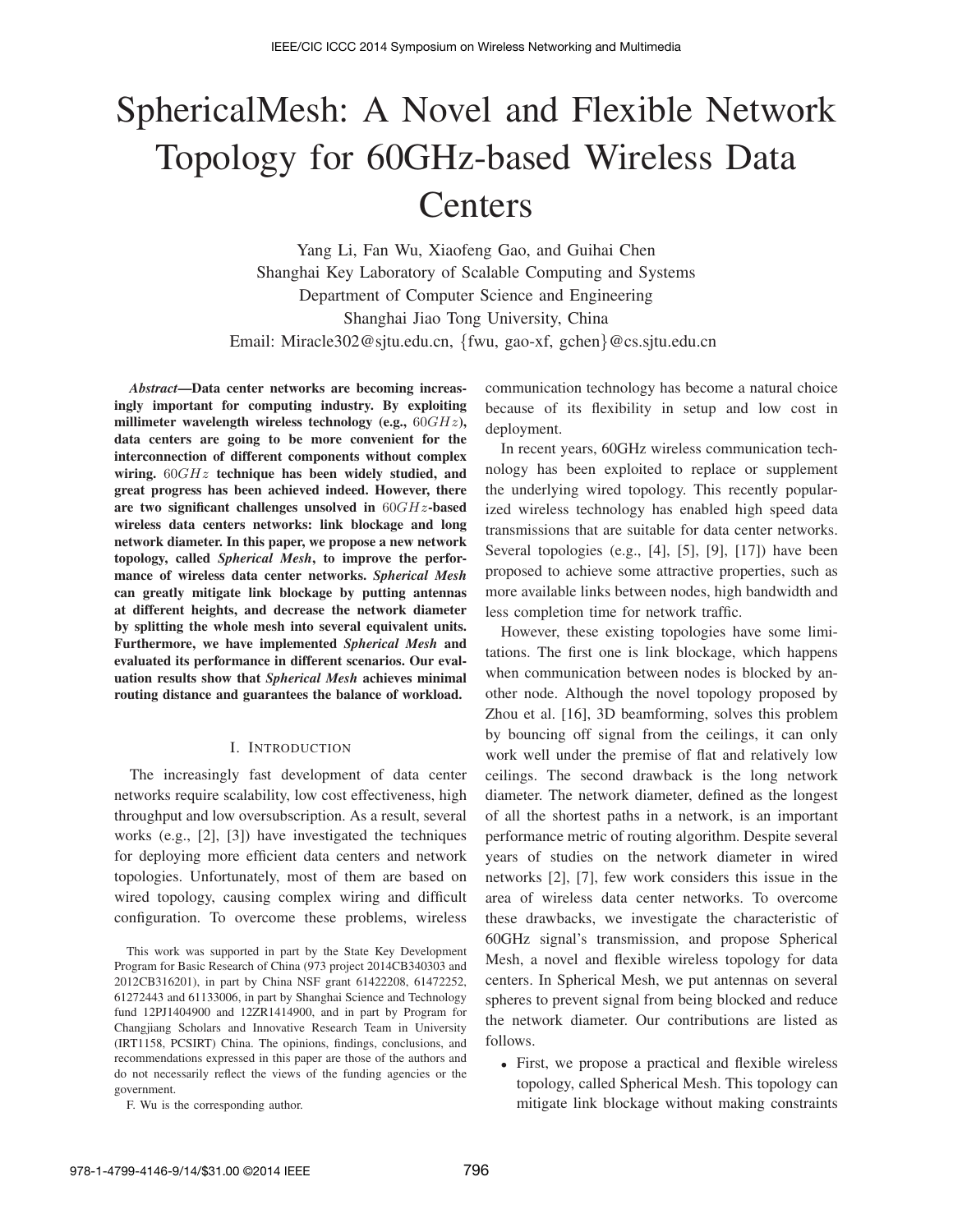# SphericalMesh: A Novel and Flexible Network Topology for 60GHz-based Wireless Data Centers

Yang Li, Fan Wu, Xiaofeng Gao, and Guihai Chen
Shanghai Key Laboratory of Scalable Computing and Systems
Department of Computer Science and Engineering
Shanghai Jiao Tong University, China
Email: Miracle302@sjtu.edu.cn, {fwu, gao-xf, gchen}@cs.sjtu.edu.cn

***Abstract*—Data center networks are becoming increasingly important for computing industry. By exploiting millimeter wavelength wireless technology (e.g., $60GHz$), data centers are going to be more convenient for the interconnection of different components without complex wiring. $60GHz$ technique has been widely studied, and great progress has been achieved indeed. However, there are two significant challenges unsolved in $60GHz$-based wireless data centers networks: link blockage and long network diameter. In this paper, we propose a new network topology, called *Spherical Mesh*, to improve the performance of wireless data center networks. *Spherical Mesh* can greatly mitigate link blockage by putting antennas at different heights, and decrease the network diameter by splitting the whole mesh into several equivalent units. Furthermore, we have implemented *Spherical Mesh* and evaluated its performance in different scenarios. Our evaluation results show that *Spherical Mesh* achieves minimal routing distance and guarantees the balance of workload.**

## I. Introduction

The increasingly fast development of data center networks require scalability, low cost effectiveness, high throughput and low oversubscription. As a result, several works (e.g., [2], [3]) have investigated the techniques for deploying more efficient data centers and network topologies. Unfortunately, most of them are based on wired topology, causing complex wiring and difficult configuration. To overcome these problems, wireless communication technology has become a natural choice because of its flexibility in setup and low cost in deployment.

In recent years, 60GHz wireless communication technology has been exploited to replace or supplement the underlying wired topology. This recently popularized wireless technology has enabled high speed data transmissions that are suitable for data center networks. Several topologies (e.g., [4], [5], [9], [17]) have been proposed to achieve some attractive properties, such as more available links between nodes, high bandwidth and less completion time for network traffic.

However, these existing topologies have some limitations. The first one is link blockage, which happens when communication between nodes is blocked by another node. Although the novel topology proposed by Zhou et al. [16], 3D beamforming, solves this problem by bouncing off signal from the ceilings, it can only work well under the premise of flat and relatively low ceilings. The second drawback is the long network diameter. The network diameter, defined as the longest of all the shortest paths in a network, is an important performance metric of routing algorithm. Despite several years of studies on the network diameter in wired networks [2], [7], few work considers this issue in the area of wireless data center networks. To overcome these drawbacks, we investigate the characteristic of 60GHz signal's transmission, and propose Spherical Mesh, a novel and flexible wireless topology for data centers. In Spherical Mesh, we put antennas on several spheres to prevent signal from being blocked and reduce the network diameter. Our contributions are listed as follows.

- First, we propose a practical and flexible wireless topology, called Spherical Mesh. This topology can mitigate link blockage without making constraints

This work was supported in part by the State Key Development Program for Basic Research of China (973 project 2014CB340303 and 2012CB316201), in part by China NSF grant 61422208, 61472252, 61272443 and 61133006, in part by Shanghai Science and Technology fund 12PJ1404900 and 12ZR1414900, and in part by Program for Changjiang Scholars and Innovative Research Team in University (IRT1158, PCSIRT) China. The opinions, findings, conclusions, and recommendations expressed in this paper are those of the authors and do not necessarily reflect the views of the funding agencies or the government.

F. Wu is the corresponding author.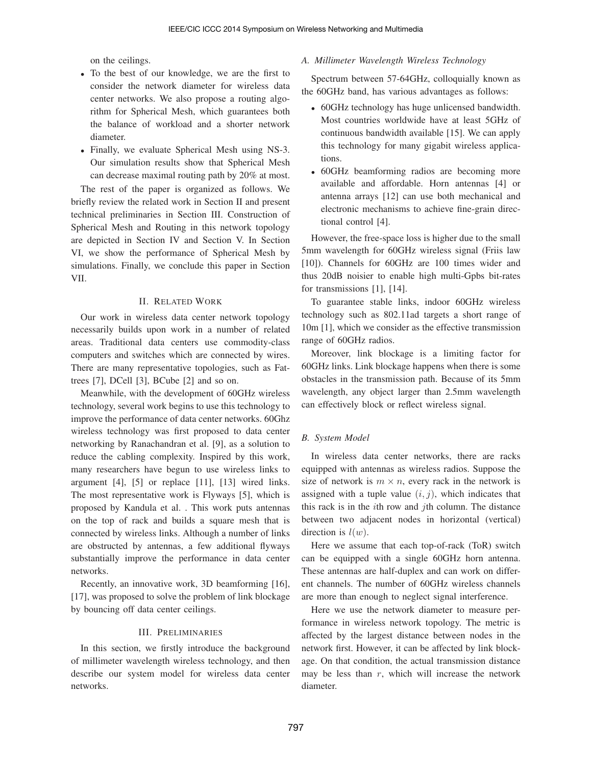on the ceilings.

- To the best of our knowledge, we are the first to consider the network diameter for wireless data center networks. We also propose a routing algorithm for Spherical Mesh, which guarantees both the balance of workload and a shorter network diameter.
- Finally, we evaluate Spherical Mesh using NS-3. Our simulation results show that Spherical Mesh can decrease maximal routing path by 20% at most.

The rest of the paper is organized as follows. We briefly review the related work in Section II and present technical preliminaries in Section III. Construction of Spherical Mesh and Routing in this network topology are depicted in Section IV and Section V. In Section VI, we show the performance of Spherical Mesh by simulations. Finally, we conclude this paper in Section VII.

## II. Related Work

Our work in wireless data center network topology necessarily builds upon work in a number of related areas. Traditional data centers use commodity-class computers and switches which are connected by wires. There are many representative topologies, such as Fat-trees [7], DCell [3], BCube [2] and so on.

Meanwhile, with the development of 60GHz wireless technology, several work begins to use this technology to improve the performance of data center networks. 60Ghz wireless technology was first proposed to data center networking by Ranachandran et al. [9], as a solution to reduce the cabling complexity. Inspired by this work, many researchers have begun to use wireless links to argument [4], [5] or replace [11], [13] wired links. The most representative work is Flyways [5], which is proposed by Kandula et al. . This work puts antennas on the top of rack and builds a square mesh that is connected by wireless links. Although a number of links are obstructed by antennas, a few additional flyways substantially improve the performance in data center networks.

Recently, an innovative work, 3D beamforming [16], [17], was proposed to solve the problem of link blockage by bouncing off data center ceilings.

## III. Preliminaries

In this section, we firstly introduce the background of millimeter wavelength wireless technology, and then describe our system model for wireless data center networks.

### *A. Millimeter Wavelength Wireless Technology*

Spectrum between 57-64GHz, colloquially known as the 60GHz band, has various advantages as follows:

- 60GHz technology has huge unlicensed bandwidth. Most countries worldwide have at least 5GHz of continuous bandwidth available [15]. We can apply this technology for many gigabit wireless applications.
- 60GHz beamforming radios are becoming more available and affordable. Horn antennas [4] or antenna arrays [12] can use both mechanical and electronic mechanisms to achieve fine-grain directional control [4].

However, the free-space loss is higher due to the small 5mm wavelength for 60GHz wireless signal (Friis law [10]). Channels for 60GHz are 100 times wider and thus 20dB noisier to enable high multi-Gpbs bit-rates for transmissions [1], [14].

To guarantee stable links, indoor 60GHz wireless technology such as 802.11ad targets a short range of 10m [1], which we consider as the effective transmission range of 60GHz radios.

Moreover, link blockage is a limiting factor for 60GHz links. Link blockage happens when there is some obstacles in the transmission path. Because of its 5mm wavelength, any object larger than 2.5mm wavelength can effectively block or reflect wireless signal.

### *B. System Model*

In wireless data center networks, there are racks equipped with antennas as wireless radios. Suppose the size of network is $m \times n$, every rack in the network is assigned with a tuple value $(i, j)$, which indicates that this rack is in the $i$th row and $j$th column. The distance between two adjacent nodes in horizontal (vertical) direction is $l(w)$.

Here we assume that each top-of-rack (ToR) switch can be equipped with a single 60GHz horn antenna. These antennas are half-duplex and can work on different channels. The number of 60GHz wireless channels are more than enough to neglect signal interference.

Here we use the network diameter to measure performance in wireless network topology. The metric is affected by the largest distance between nodes in the network first. However, it can be affected by link blockage. On that condition, the actual transmission distance may be less than $r$, which will increase the network diameter.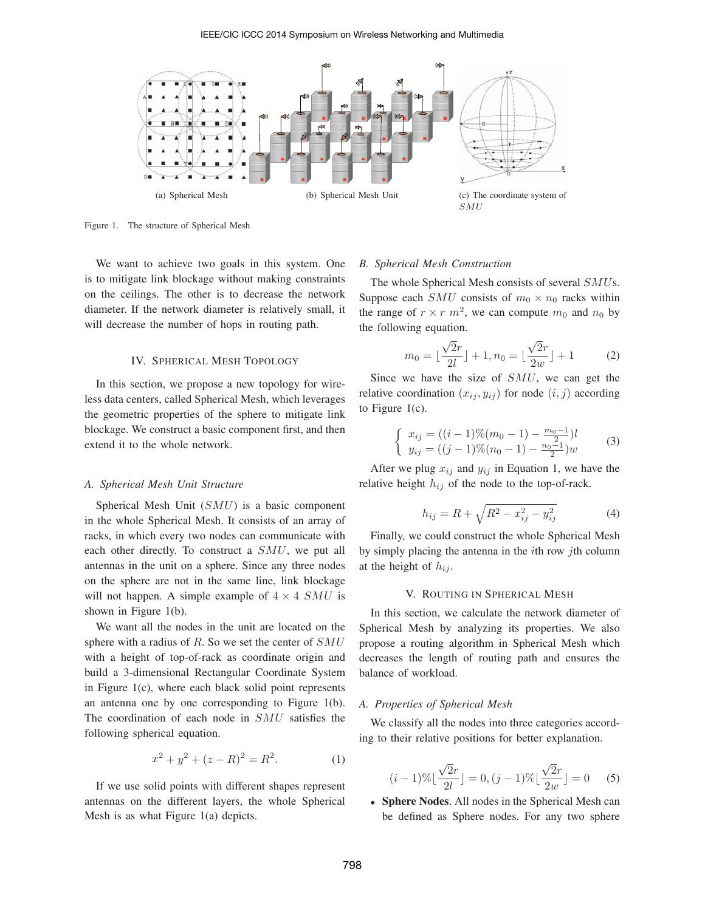(a) Spherical Mesh

(b) Spherical Mesh Unit

(c) The coordinate system of $SMU$

Figure 1. The structure of Spherical Mesh

We want to achieve two goals in this system. One is to mitigate link blockage without making constraints on the ceilings. The other is to decrease the network diameter. If the network diameter is relatively small, it will decrease the number of hops in routing path.

## IV. Spherical Mesh Topology

In this section, we propose a new topology for wireless data centers, called Spherical Mesh, which leverages the geometric properties of the sphere to mitigate link blockage. We construct a basic component first, and then extend it to the whole network.

### A. Spherical Mesh Unit Structure

Spherical Mesh Unit ($SMU$) is a basic component in the whole Spherical Mesh. It consists of an array of racks, in which every two nodes can communicate with each other directly. To construct a $SMU$, we put all antennas in the unit on a sphere. Since any three nodes on the sphere are not in the same line, link blockage will not happen. A simple example of $4 \times 4$ $SMU$ is shown in Figure 1(b).

We want all the nodes in the unit are located on the sphere with a radius of $R$. So we set the center of $SMU$ with a height of top-of-rack as coordinate origin and build a 3-dimensional Rectangular Coordinate System in Figure 1(c), where each black solid point represents an antenna one by one corresponding to Figure 1(b). The coordination of each node in $SMU$ satisfies the following spherical equation.

$$x^2 + y^2 + (z - R)^2 = R^2. \tag{1}$$

If we use solid points with different shapes represent antennas on the different layers, the whole Spherical Mesh is as what Figure 1(a) depicts.

### B. Spherical Mesh Construction

The whole Spherical Mesh consists of several $SMU$s. Suppose each $SMU$ consists of $m_0 \times n_0$ racks within the range of $r \times r$ $m^2$, we can compute $m_0$ and $n_0$ by the following equation.

$$m_0 = \lfloor \frac{\sqrt{2}r}{2l} \rfloor + 1, n_0 = \lfloor \frac{\sqrt{2}r}{2w} \rfloor + 1 \tag{2}$$

Since we have the size of $SMU$, we can get the relative coordination $(x_{ij}, y_{ij})$ for node $(i, j)$ according to Figure 1(c).

$$\begin{cases} x_{ij} = ((i-1)\%(m_0 - 1) - \frac{m_0 - 1}{2})l \\ y_{ij} = ((j-1)\%(n_0 - 1) - \frac{n_0 - 1}{2})w \end{cases} \tag{3}$$

After we plug $x_{ij}$ and $y_{ij}$ in Equation 1, we have the relative height $h_{ij}$ of the node to the top-of-rack.

$$h_{ij} = R + \sqrt{R^2 - x_{ij}^2 - y_{ij}^2} \tag{4}$$

Finally, we could construct the whole Spherical Mesh by simply placing the antenna in the $i$th row $j$th column at the height of $h_{ij}$.

## V. Routing in Spherical Mesh

In this section, we calculate the network diameter of Spherical Mesh by analyzing its properties. We also propose a routing algorithm in Spherical Mesh which decreases the length of routing path and ensures the balance of workload.

### A. Properties of Spherical Mesh

We classify all the nodes into three categories according to their relative positions for better explanation.

$$(i-1)\%\lfloor \frac{\sqrt{2}r}{2l} \rfloor = 0, (j-1)\%\lfloor \frac{\sqrt{2}r}{2w} \rfloor = 0 \tag{5}$$

- **Sphere Nodes**. All nodes in the Spherical Mesh can be defined as Sphere nodes. For any two sphere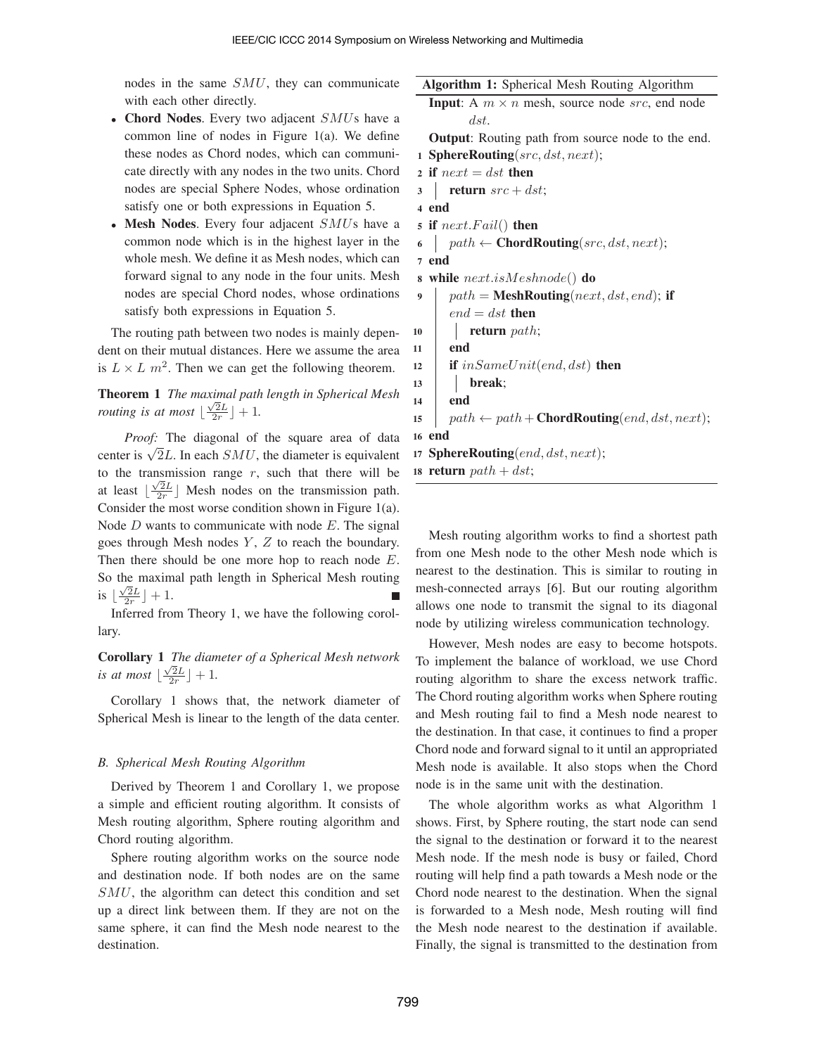nodes in the same $SMU$, they can communicate with each other directly.

- **Chord Nodes**. Every two adjacent $SMU$s have a common line of nodes in Figure 1(a). We define these nodes as Chord nodes, which can communicate directly with any nodes in the two units. Chord nodes are special Sphere Nodes, whose ordination satisfy one or both expressions in Equation 5.
- **Mesh Nodes**. Every four adjacent $SMU$s have a common node which is in the highest layer in the whole mesh. We define it as Mesh nodes, which can forward signal to any node in the four units. Mesh nodes are special Chord nodes, whose ordinations satisfy both expressions in Equation 5.

The routing path between two nodes is mainly dependent on their mutual distances. Here we assume the area is $L \times L$ $m^2$. Then we can get the following theorem.

**Theorem 1** *The maximal path length in Spherical Mesh routing is at most* $\lfloor \frac{\sqrt{2}L}{2r} \rfloor + 1$.

*Proof:* The diagonal of the square area of data center is $\sqrt{2}L$. In each $SMU$, the diameter is equivalent to the transmission range $r$, such that there will be at least $\lfloor \frac{\sqrt{2}L}{2r} \rfloor$ Mesh nodes on the transmission path. Consider the most worse condition shown in Figure 1(a). Node $D$ wants to communicate with node $E$. The signal goes through Mesh nodes $Y$, $Z$ to reach the boundary. Then there should be one more hop to reach node $E$. So the maximal path length in Spherical Mesh routing is $\lfloor \frac{\sqrt{2}L}{2r} \rfloor + 1$. ∎

Inferred from Theory 1, we have the following corollary.

**Corollary 1** *The diameter of a Spherical Mesh network is at most* $\lfloor \frac{\sqrt{2}L}{2r} \rfloor + 1$.

Corollary 1 shows that, the network diameter of Spherical Mesh is linear to the length of the data center.

### *B. Spherical Mesh Routing Algorithm*

Derived by Theorem 1 and Corollary 1, we propose a simple and efficient routing algorithm. It consists of Mesh routing algorithm, Sphere routing algorithm and Chord routing algorithm.

Sphere routing algorithm works on the source node and destination node. If both nodes are on the same $SMU$, the algorithm can detect this condition and set up a direct link between them. If they are not on the same sphere, it can find the Mesh node nearest to the destination.

**Algorithm 1:** Spherical Mesh Routing Algorithm

**Input**: A $m \times n$ mesh, source node $src$, end node $dst$.

**Output**: Routing path from source node to the end.

```
1  SphereRouting(src, dst, next);
2  if next = dst then
3  |  return src + dst;
4  end
5  if next.Fail() then
6  |  path ← ChordRouting(src, dst, next);
7  end
8  while next.isMeshnode() do
9  |  path = MeshRouting(next, dst, end); if
   |  end = dst then
10 |  |  return path;
11 |  end
12 |  if inSameUnit(end, dst) then
13 |  |  break;
14 |  end
15 |  path ← path + ChordRouting(end, dst, next);
16 end
17 SphereRouting(end, dst, next);
18 return path + dst;
```

Mesh routing algorithm works to find a shortest path from one Mesh node to the other Mesh node which is nearest to the destination. This is similar to routing in mesh-connected arrays [6]. But our routing algorithm allows one node to transmit the signal to its diagonal node by utilizing wireless communication technology.

However, Mesh nodes are easy to become hotspots. To implement the balance of workload, we use Chord routing algorithm to share the excess network traffic. The Chord routing algorithm works when Sphere routing and Mesh routing fail to find a Mesh node nearest to the destination. In that case, it continues to find a proper Chord node and forward signal to it until an appropriated Mesh node is available. It also stops when the Chord node is in the same unit with the destination.

The whole algorithm works as what Algorithm 1 shows. First, by Sphere routing, the start node can send the signal to the destination or forward it to the nearest Mesh node. If the mesh node is busy or failed, Chord routing will help find a path towards a Mesh node or the Chord node nearest to the destination. When the signal is forwarded to a Mesh node, Mesh routing will find the Mesh node nearest to the destination if available. Finally, the signal is transmitted to the destination from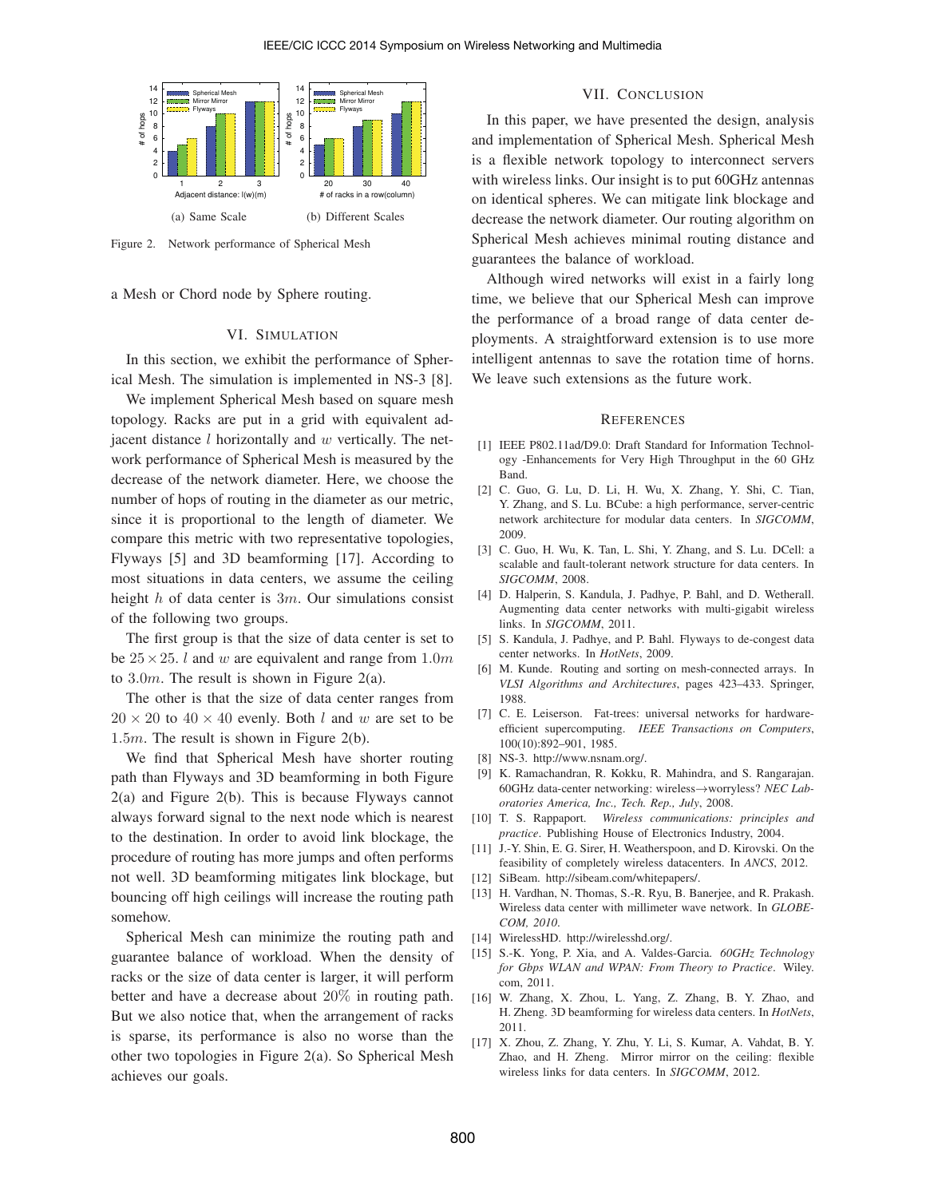14
12
10
8
6
4
2
0
# of hops
Spherical Mesh
Mirror Mirror
Flyways
1 2 3
Adjacent distance: l(w)(m)

(a) Same Scale

14
12
10
8
6
4
2
0
# of hops
Spherical Mesh
Mirror Mirror
Flyways
20 30 40
# of racks in a row(column)

(b) Different Scales

Figure 2. Network performance of Spherical Mesh

a Mesh or Chord node by Sphere routing.

## VI. SIMULATION

In this section, we exhibit the performance of Spherical Mesh. The simulation is implemented in NS-3 [8].

We implement Spherical Mesh based on square mesh topology. Racks are put in a grid with equivalent adjacent distance $l$ horizontally and $w$ vertically. The network performance of Spherical Mesh is measured by the decrease of the network diameter. Here, we choose the number of hops of routing in the diameter as our metric, since it is proportional to the length of diameter. We compare this metric with two representative topologies, Flyways [5] and 3D beamforming [17]. According to most situations in data centers, we assume the ceiling height $h$ of data center is $3m$. Our simulations consist of the following two groups.

The first group is that the size of data center is set to be $25 \times 25$. $l$ and $w$ are equivalent and range from $1.0m$ to $3.0m$. The result is shown in Figure 2(a).

The other is that the size of data center ranges from $20 \times 20$ to $40 \times 40$ evenly. Both $l$ and $w$ are set to be $1.5m$. The result is shown in Figure 2(b).

We find that Spherical Mesh have shorter routing path than Flyways and 3D beamforming in both Figure 2(a) and Figure 2(b). This is because Flyways cannot always forward signal to the next node which is nearest to the destination. In order to avoid link blockage, the procedure of routing has more jumps and often performs not well. 3D beamforming mitigates link blockage, but bouncing off high ceilings will increase the routing path somehow.

Spherical Mesh can minimize the routing path and guarantee balance of workload. When the density of racks or the size of data center is larger, it will perform better and have a decrease about $20\%$ in routing path. But we also notice that, when the arrangement of racks is sparse, its performance is also no worse than the other two topologies in Figure 2(a). So Spherical Mesh achieves our goals.

## VII. CONCLUSION

In this paper, we have presented the design, analysis and implementation of Spherical Mesh. Spherical Mesh is a flexible network topology to interconnect servers with wireless links. Our insight is to put 60GHz antennas on identical spheres. We can mitigate link blockage and decrease the network diameter. Our routing algorithm on Spherical Mesh achieves minimal routing distance and guarantees the balance of workload.

Although wired networks will exist in a fairly long time, we believe that our Spherical Mesh can improve the performance of a broad range of data center deployments. A straightforward extension is to use more intelligent antennas to save the rotation time of horns. We leave such extensions as the future work.

## REFERENCES

[1] IEEE P802.11ad/D9.0: Draft Standard for Information Technology -Enhancements for Very High Throughput in the 60 GHz Band.

[2] C. Guo, G. Lu, D. Li, H. Wu, X. Zhang, Y. Shi, C. Tian, Y. Zhang, and S. Lu. BCube: a high performance, server-centric network architecture for modular data centers. In *SIGCOMM*, 2009.

[3] C. Guo, H. Wu, K. Tan, L. Shi, Y. Zhang, and S. Lu. DCell: a scalable and fault-tolerant network structure for data centers. In *SIGCOMM*, 2008.

[4] D. Halperin, S. Kandula, J. Padhye, P. Bahl, and D. Wetherall. Augmenting data center networks with multi-gigabit wireless links. In *SIGCOMM*, 2011.

[5] S. Kandula, J. Padhye, and P. Bahl. Flyways to de-congest data center networks. In *HotNets*, 2009.

[6] M. Kunde. Routing and sorting on mesh-connected arrays. In *VLSI Algorithms and Architectures*, pages 423–433. Springer, 1988.

[7] C. E. Leiserson. Fat-trees: universal networks for hardware-efficient supercomputing. *IEEE Transactions on Computers*, 100(10):892–901, 1985.

[8] NS-3. http://www.nsnam.org/.

[9] K. Ramachandran, R. Kokku, R. Mahindra, and S. Rangarajan. 60GHz data-center networking: wireless→worryless? *NEC Laboratories America, Inc., Tech. Rep., July*, 2008.

[10] T. S. Rappaport. *Wireless communications: principles and practice*. Publishing House of Electronics Industry, 2004.

[11] J.-Y. Shin, E. G. Sirer, H. Weatherspoon, and D. Kirovski. On the feasibility of completely wireless datacenters. In *ANCS*, 2012.

[12] SiBeam. http://sibeam.com/whitepapers/.

[13] H. Vardhan, N. Thomas, S.-R. Ryu, B. Banerjee, and R. Prakash. Wireless data center with millimeter wave network. In *GLOBECOM, 2010*.

[14] WirelessHD. http://wirelesshd.org/.

[15] S.-K. Yong, P. Xia, and A. Valdes-Garcia. *60GHz Technology for Gbps WLAN and WPAN: From Theory to Practice*. Wiley. com, 2011.

[16] W. Zhang, X. Zhou, L. Yang, Z. Zhang, B. Y. Zhao, and H. Zheng. 3D beamforming for wireless data centers. In *HotNets*, 2011.

[17] X. Zhou, Z. Zhang, Y. Zhu, Y. Li, S. Kumar, A. Vahdat, B. Y. Zhao, and H. Zheng. Mirror mirror on the ceiling: flexible wireless links for data centers. In *SIGCOMM*, 2012.